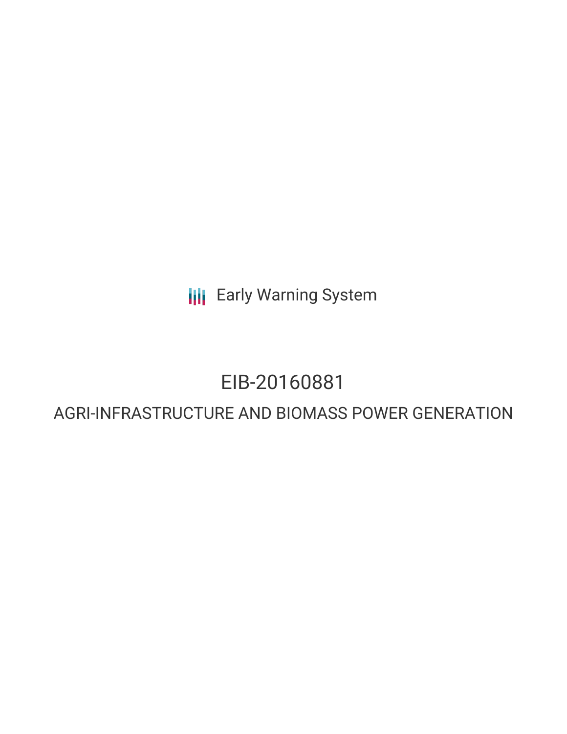Early Warning System

# EIB-20160881

## AGRI-INFRASTRUCTURE AND BIOMASS POWER GENERATION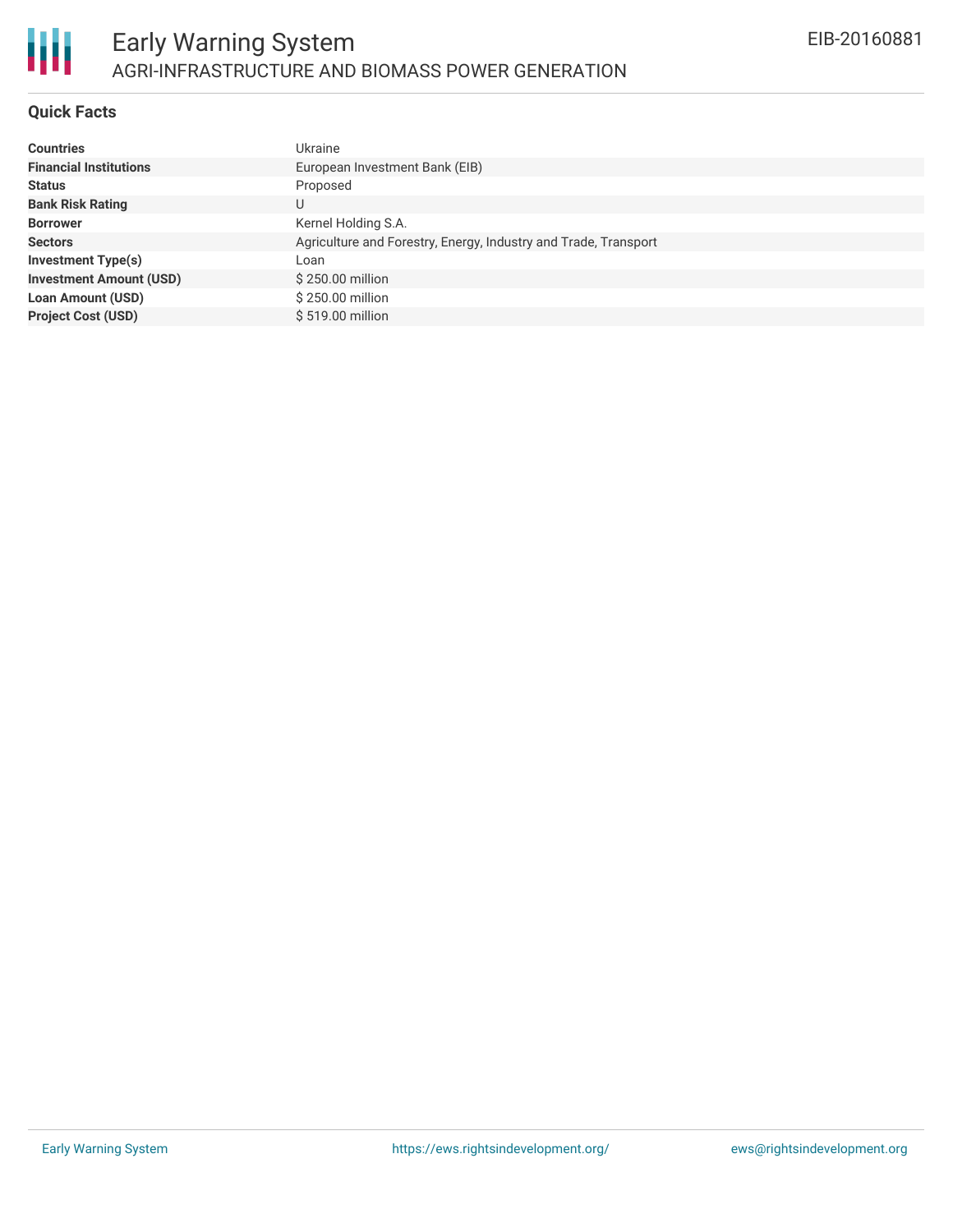## Quick Facts

| | |
|---|---|
| **Countries** | Ukraine |
| **Financial Institutions** | European Investment Bank (EIB) |
| **Status** | Proposed |
| **Bank Risk Rating** | U |
| **Borrower** | Kernel Holding S.A. |
| **Sectors** | Agriculture and Forestry, Energy, Industry and Trade, Transport |
| **Investment Type(s)** | Loan |
| **Investment Amount (USD)** | $ 250.00 million |
| **Loan Amount (USD)** | $ 250.00 million |
| **Project Cost (USD)** | $ 519.00 million |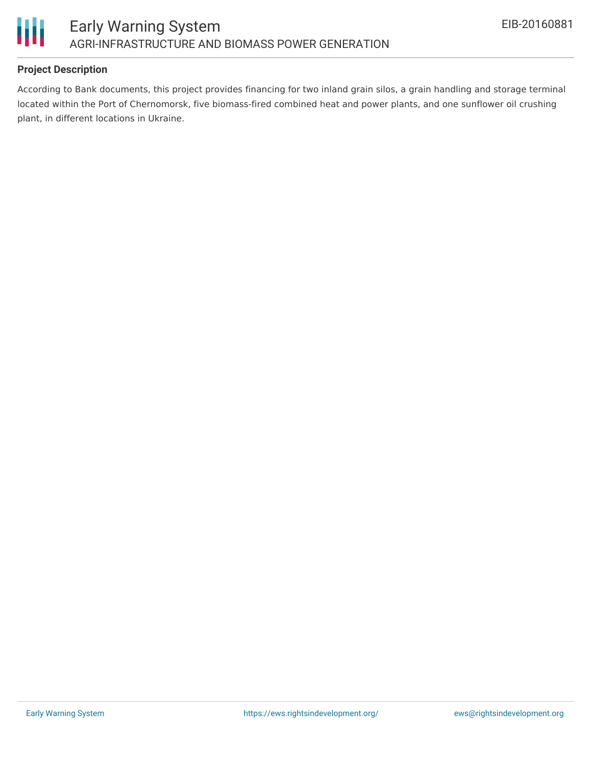### Project Description

According to Bank documents, this project provides financing for two inland grain silos, a grain handling and storage terminal located within the Port of Chernomorsk, five biomass-fired combined heat and power plants, and one sunflower oil crushing plant, in different locations in Ukraine.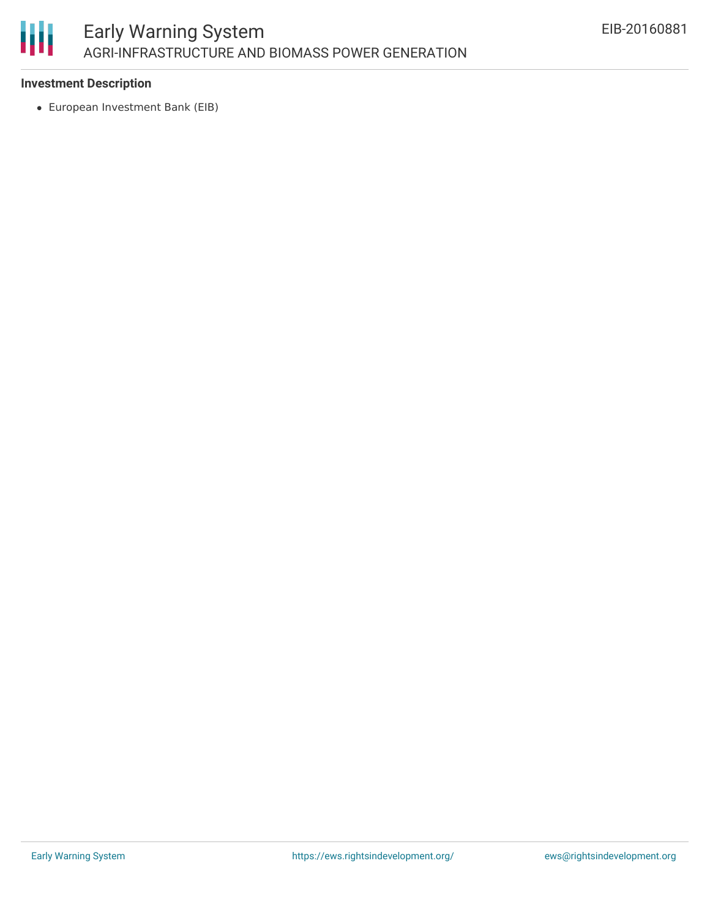**Investment Description**

- European Investment Bank (EIB)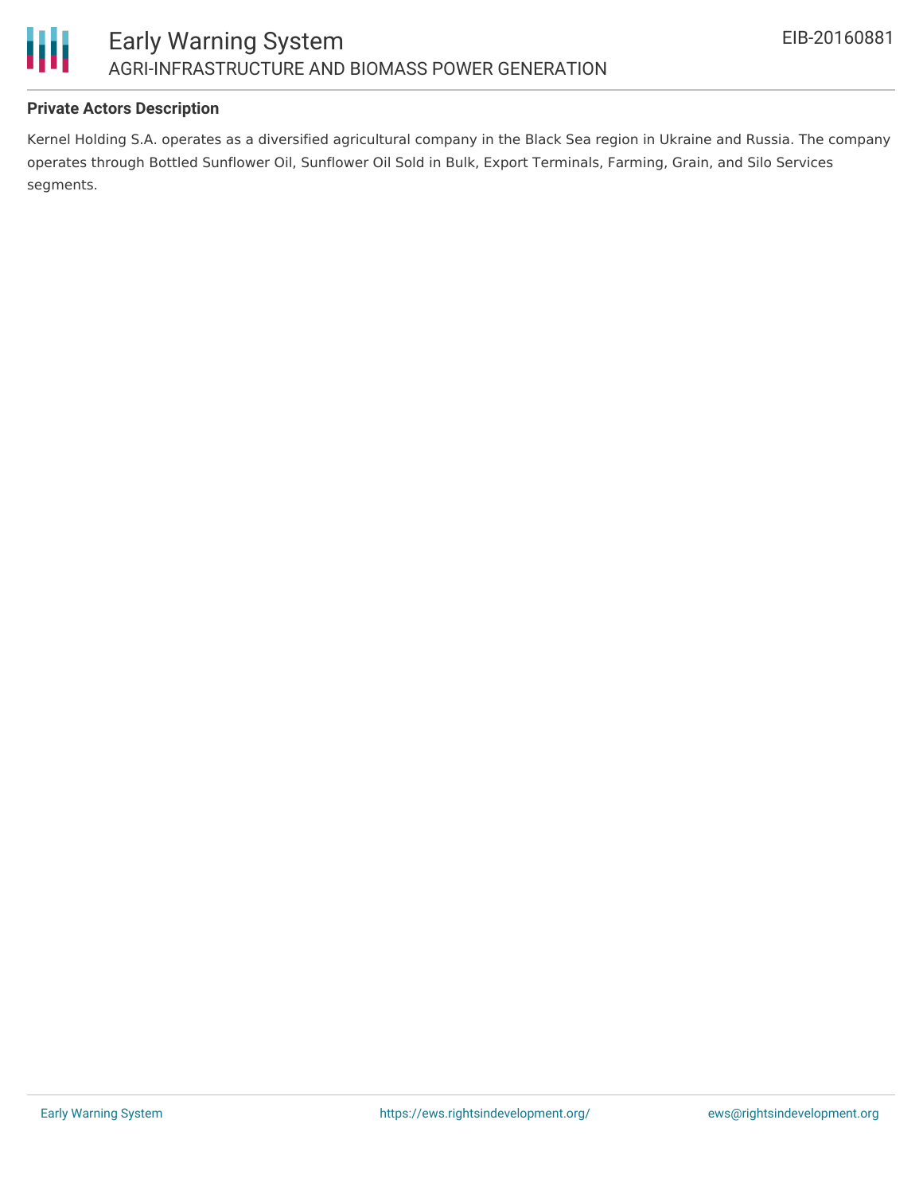### Private Actors Description

Kernel Holding S.A. operates as a diversified agricultural company in the Black Sea region in Ukraine and Russia. The company operates through Bottled Sunflower Oil, Sunflower Oil Sold in Bulk, Export Terminals, Farming, Grain, and Silo Services segments.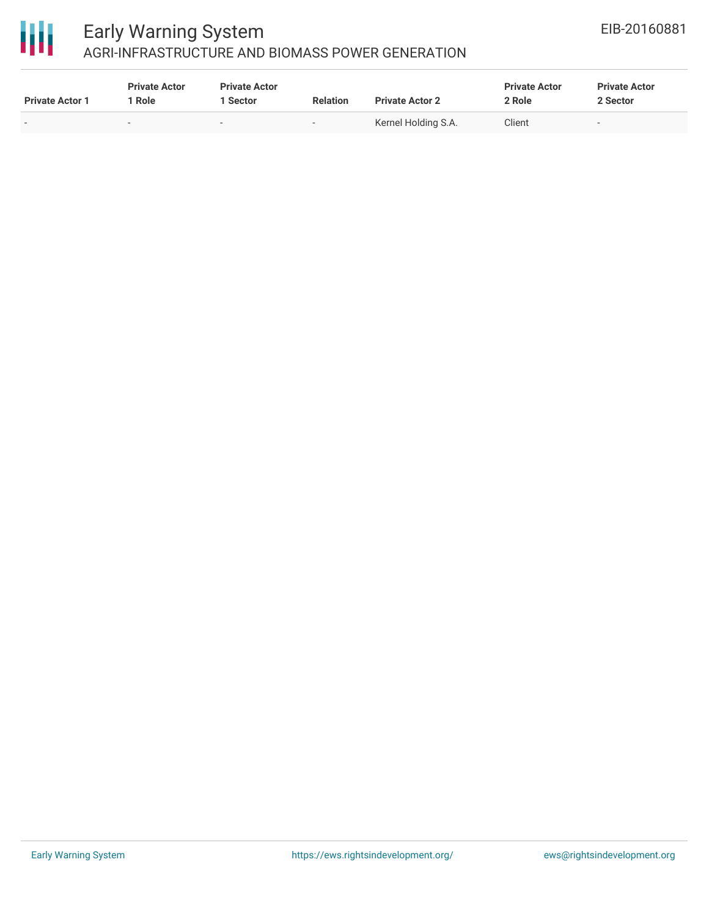| Private Actor 1 | Private Actor 1 Role | Private Actor 1 Sector | Relation | Private Actor 2 | Private Actor 2 Role | Private Actor 2 Sector |
|---|---|---|---|---|---|---|
| - | - | - | - | Kernel Holding S.A. | Client | - |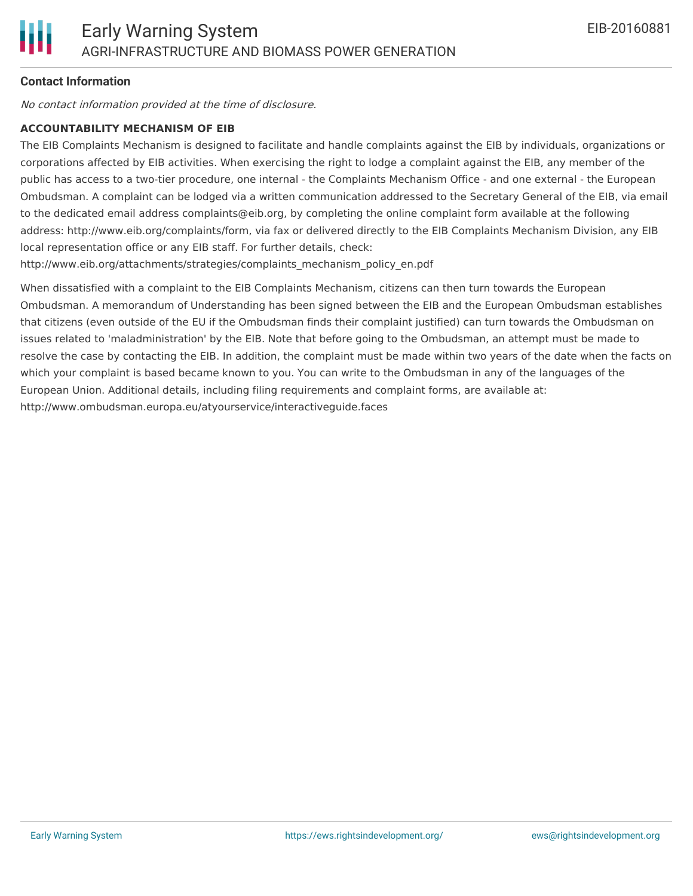### Contact Information

*No contact information provided at the time of disclosure.*

**ACCOUNTABILITY MECHANISM OF EIB**

The EIB Complaints Mechanism is designed to facilitate and handle complaints against the EIB by individuals, organizations or corporations affected by EIB activities. When exercising the right to lodge a complaint against the EIB, any member of the public has access to a two-tier procedure, one internal - the Complaints Mechanism Office - and one external - the European Ombudsman. A complaint can be lodged via a written communication addressed to the Secretary General of the EIB, via email to the dedicated email address complaints@eib.org, by completing the online complaint form available at the following address: http://www.eib.org/complaints/form, via fax or delivered directly to the EIB Complaints Mechanism Division, any EIB local representation office or any EIB staff. For further details, check: http://www.eib.org/attachments/strategies/complaints_mechanism_policy_en.pdf

When dissatisfied with a complaint to the EIB Complaints Mechanism, citizens can then turn towards the European Ombudsman. A memorandum of Understanding has been signed between the EIB and the European Ombudsman establishes that citizens (even outside of the EU if the Ombudsman finds their complaint justified) can turn towards the Ombudsman on issues related to 'maladministration' by the EIB. Note that before going to the Ombudsman, an attempt must be made to resolve the case by contacting the EIB. In addition, the complaint must be made within two years of the date when the facts on which your complaint is based became known to you. You can write to the Ombudsman in any of the languages of the European Union. Additional details, including filing requirements and complaint forms, are available at: http://www.ombudsman.europa.eu/atyourservice/interactiveguide.faces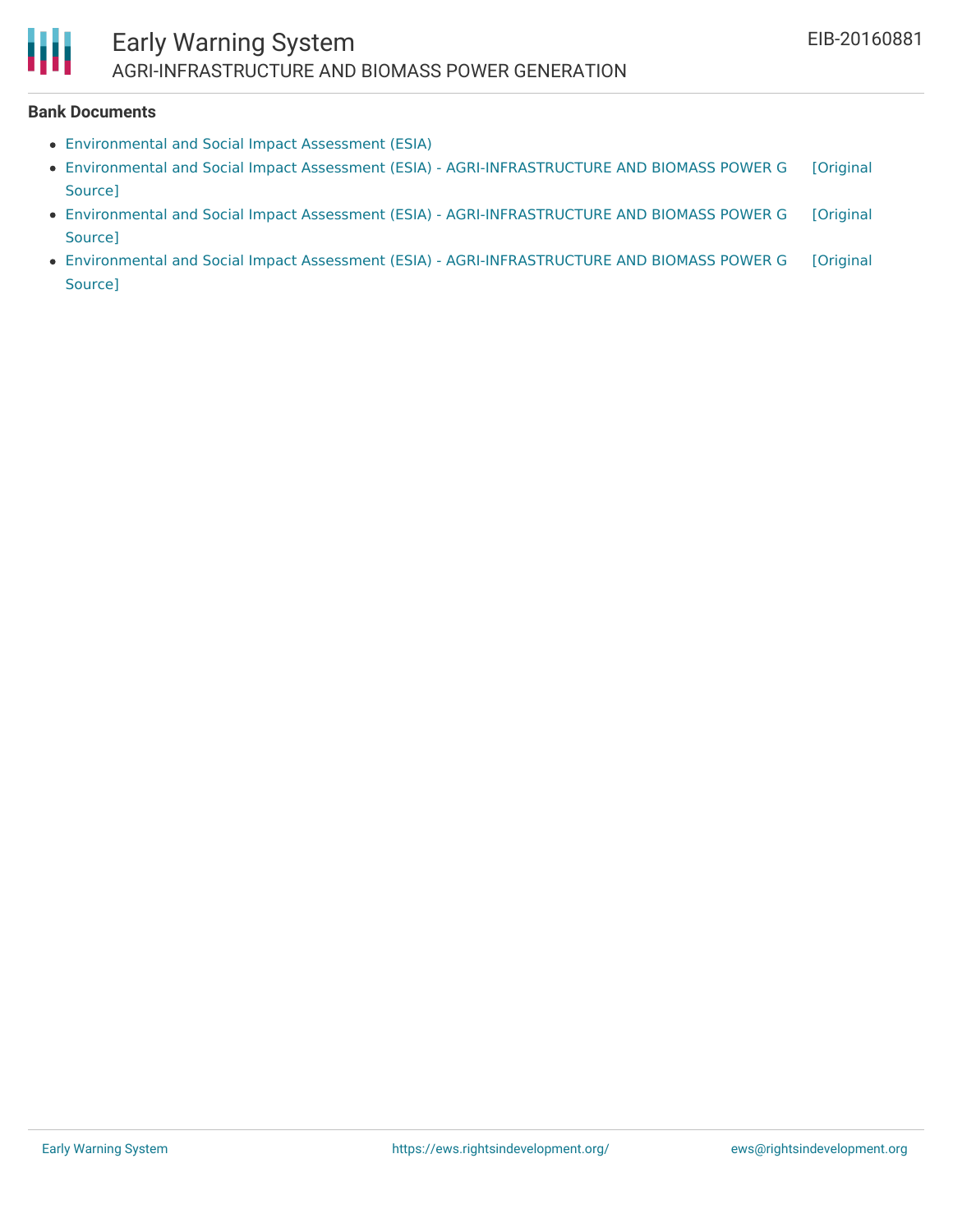**Bank Documents**

- Environmental and Social Impact Assessment (ESIA)
- Environmental and Social Impact Assessment (ESIA) - AGRI-INFRASTRUCTURE AND BIOMASS POWER G [Original Source]
- Environmental and Social Impact Assessment (ESIA) - AGRI-INFRASTRUCTURE AND BIOMASS POWER G [Original Source]
- Environmental and Social Impact Assessment (ESIA) - AGRI-INFRASTRUCTURE AND BIOMASS POWER G [Original Source]